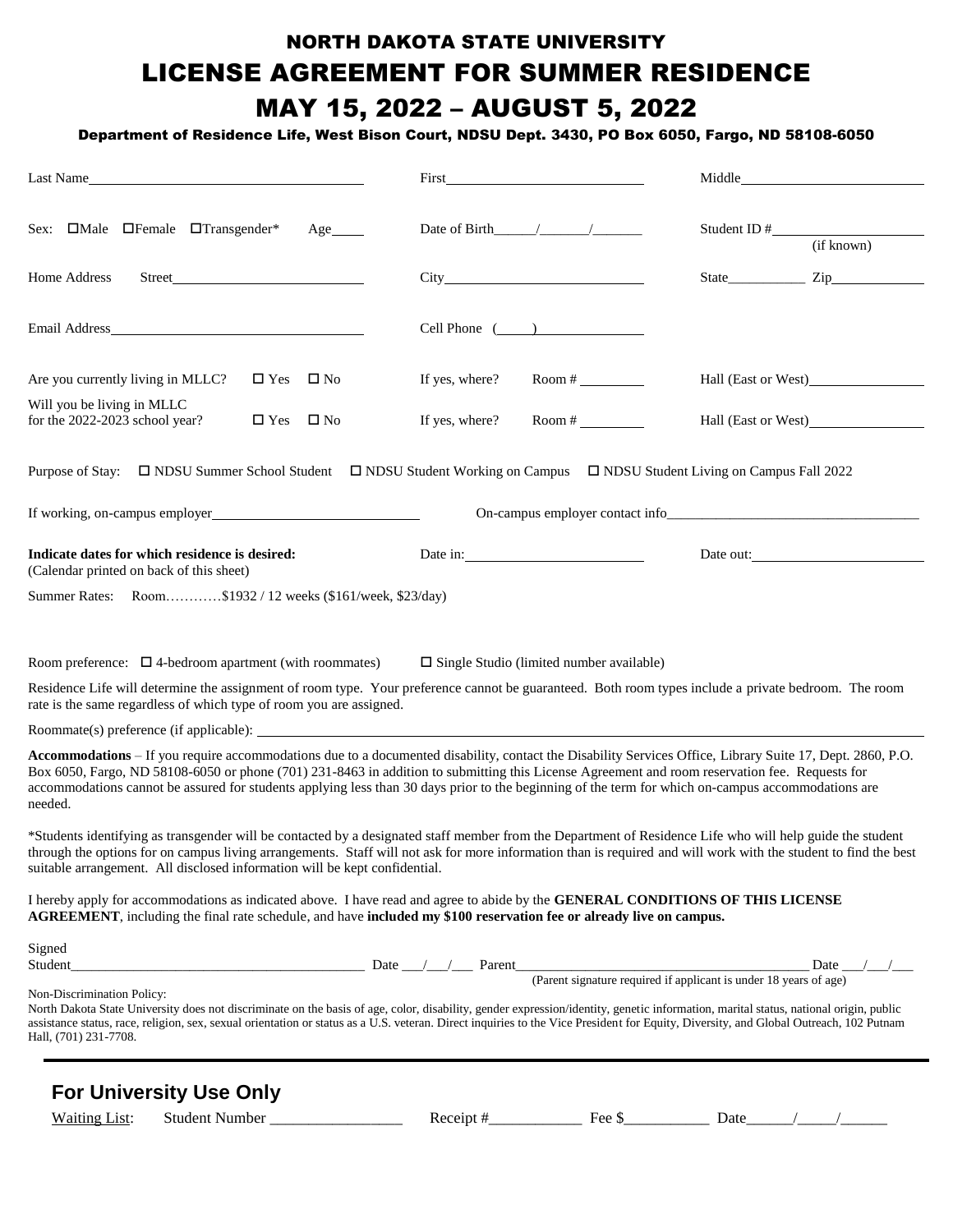# NORTH DAKOTA STATE UNIVERSITY

# LICENSE AGREEMENT FOR SUMMER RESIDENCE

# MAY 15, 2022 – AUGUST 5, 2022

**Department of Residence Life, West Bison Court, NDSU Dept. 3430, PO Box 6050, Fargo, ND 58108-6050**

Last Name________________________ First________________________ Middle________________________

Sex: ☐Male ☐Female ☐Transgender* Age____ Date of Birth_____/_____/_____ Student ID #________________ (if known)

Home Address Street________________________ City________________________ State__________ Zip__________

Email Address________________________ Cell Phone (____)______________

Are you currently living in MLLC? ☐ Yes ☐ No If yes, where? Room # ________ Hall (East or West)____________

Will you be living in MLLC for the 2022-2023 school year? ☐ Yes ☐ No If yes, where? Room # ________ Hall (East or West)____________

Purpose of Stay: ☐ NDSU Summer School Student ☐ NDSU Student Working on Campus ☐ NDSU Student Living on Campus Fall 2022

If working, on-campus employer________________________ On-campus employer contact info________________________

**Indicate dates for which residence is desired:** Date in:____________________ Date out:____________________
(Calendar printed on back of this sheet)

Summer Rates: Room…………$1932 / 12 weeks ($161/week, $23/day)

Room preference: ☐ 4-bedroom apartment (with roommates) ☐ Single Studio (limited number available)

Residence Life will determine the assignment of room type. Your preference cannot be guaranteed. Both room types include a private bedroom. The room rate is the same regardless of which type of room you are assigned.

Roommate(s) preference (if applicable): ________________________________________________

**Accommodations** – If you require accommodations due to a documented disability, contact the Disability Services Office, Library Suite 17, Dept. 2860, P.O. Box 6050, Fargo, ND 58108-6050 or phone (701) 231-8463 in addition to submitting this License Agreement and room reservation fee. Requests for accommodations cannot be assured for students applying less than 30 days prior to the beginning of the term for which on-campus accommodations are needed.

*Students identifying as transgender will be contacted by a designated staff member from the Department of Residence Life who will help guide the student through the options for on campus living arrangements. Staff will not ask for more information than is required and will work with the student to find the best suitable arrangement. All disclosed information will be kept confidential.

I hereby apply for accommodations as indicated above. I have read and agree to abide by the **GENERAL CONDITIONS OF THIS LICENSE AGREEMENT**, including the final rate schedule, and have **included my $100 reservation fee or already live on campus.**

Signed
Student________________________________ Date ___/___/___ Parent________________________________ Date ___/___/___
(Parent signature required if applicant is under 18 years of age)

Non-Discrimination Policy:
North Dakota State University does not discriminate on the basis of age, color, disability, gender expression/identity, genetic information, marital status, national origin, public assistance status, race, religion, sex, sexual orientation or status as a U.S. veteran. Direct inquiries to the Vice President for Equity, Diversity, and Global Outreach, 102 Putnam Hall, (701) 231-7708.

---

## For University Use Only

Waiting List: Student Number ________________ Receipt #___________ Fee $__________ Date_____/_____/_____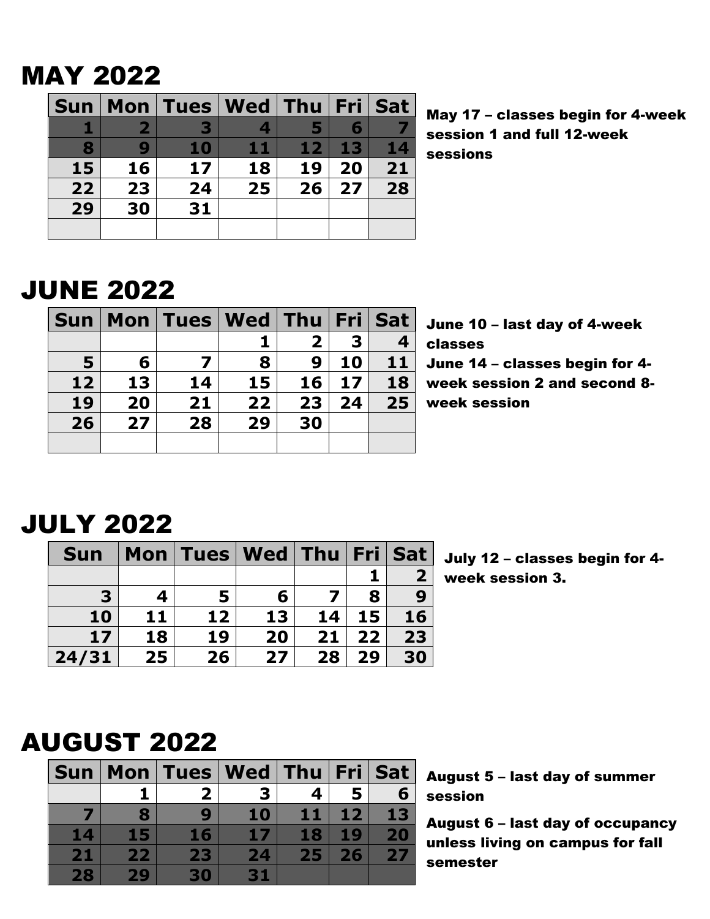# MAY 2022

| Sun | Mon | Tues | Wed | Thu | Fri | Sat |
|---|---|---|---|---|---|---|
| 1 | 2 | 3 | 4 | 5 | 6 | 7 |
| 8 | 9 | 10 | 11 | 12 | 13 | 14 |
| 15 | 16 | 17 | 18 | 19 | 20 | 21 |
| 22 | 23 | 24 | 25 | 26 | 27 | 28 |
| 29 | 30 | 31 | | | | |
| | | | | | | |

**May 17 – classes begin for 4-week session 1 and full 12-week sessions**

# JUNE 2022

| Sun | Mon | Tues | Wed | Thu | Fri | Sat |
|---|---|---|---|---|---|---|
| | | | 1 | 2 | 3 | 4 |
| 5 | 6 | 7 | 8 | 9 | 10 | 11 |
| 12 | 13 | 14 | 15 | 16 | 17 | 18 |
| 19 | 20 | 21 | 22 | 23 | 24 | 25 |
| 26 | 27 | 28 | 29 | 30 | | |
| | | | | | | |

**June 10 – last day of 4-week classes**

**June 14 – classes begin for 4-week session 2 and second 8-week session**

# JULY 2022

| Sun | Mon | Tues | Wed | Thu | Fri | Sat |
|---|---|---|---|---|---|---|
| | | | | | 1 | 2 |
| 3 | 4 | 5 | 6 | 7 | 8 | 9 |
| 10 | 11 | 12 | 13 | 14 | 15 | 16 |
| 17 | 18 | 19 | 20 | 21 | 22 | 23 |
| 24/31 | 25 | 26 | 27 | 28 | 29 | 30 |

**July 12 – classes begin for 4-week session 3.**

# AUGUST 2022

| Sun | Mon | Tues | Wed | Thu | Fri | Sat |
|---|---|---|---|---|---|---|
| | 1 | 2 | 3 | 4 | 5 | 6 |
| 7 | 8 | 9 | 10 | 11 | 12 | 13 |
| 14 | 15 | 16 | 17 | 18 | 19 | 20 |
| 21 | 22 | 23 | 24 | 25 | 26 | 27 |
| 28 | 29 | 30 | 31 | | | |

**August 5 – last day of summer session**

**August 6 – last day of occupancy unless living on campus for fall semester**